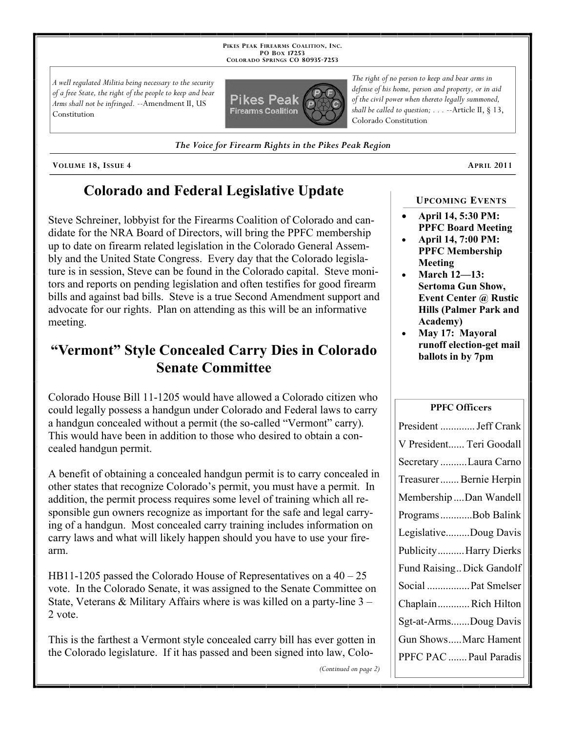PIKES PEAK FIREARMS COALITION, INC.
PO BOX 17253
COLORADO SPRINGS CO 80935-7253

*A well regulated Militia being necessary to the security of a free State, the right of the people to keep and bear Arms shall not be infringed.* --Amendment II, US Constitution

*The right of no person to keep and bear arms in defense of his home, person and property, or in aid of the civil power when thereto legally summoned, shall be called to question; . . .* --Article II, § 13, Colorado Constitution

*The Voice for Firearm Rights in the Pikes Peak Region*

VOLUME 18, ISSUE 4 — APRIL 2011

# Colorado and Federal Legislative Update

Steve Schreiner, lobbyist for the Firearms Coalition of Colorado and candidate for the NRA Board of Directors, will bring the PPFC membership up to date on firearm related legislation in the Colorado General Assembly and the United State Congress. Every day that the Colorado legislature is in session, Steve can be found in the Colorado capital. Steve monitors and reports on pending legislation and often testifies for good firearm bills and against bad bills. Steve is a true Second Amendment support and advocate for our rights. Plan on attending as this will be an informative meeting.

# "Vermont" Style Concealed Carry Dies in Colorado Senate Committee

Colorado House Bill 11-1205 would have allowed a Colorado citizen who could legally possess a handgun under Colorado and Federal laws to carry a handgun concealed without a permit (the so-called "Vermont" carry). This would have been in addition to those who desired to obtain a concealed handgun permit.

A benefit of obtaining a concealed handgun permit is to carry concealed in other states that recognize Colorado's permit, you must have a permit. In addition, the permit process requires some level of training which all responsible gun owners recognize as important for the safe and legal carrying of a handgun. Most concealed carry training includes information on carry laws and what will likely happen should you have to use your firearm.

HB11-1205 passed the Colorado House of Representatives on a 40 – 25 vote. In the Colorado Senate, it was assigned to the Senate Committee on State, Veterans & Military Affairs where is was killed on a party-line 3 – 2 vote.

This is the farthest a Vermont style concealed carry bill has ever gotten in the Colorado legislature. If it has passed and been signed into law, Colo-

*(Continued on page 2)*

## UPCOMING EVENTS

- **April 14, 5:30 PM: PPFC Board Meeting**
- **April 14, 7:00 PM: PPFC Membership Meeting**
- **March 12—13: Sertoma Gun Show, Event Center @ Rustic Hills (Palmer Park and Academy)**
- **May 17: Mayoral runoff election-get mail ballots in by 7pm**

## PPFC Officers

| Position | Name |
|---|---|
| President | Jeff Crank |
| V President | Teri Goodall |
| Secretary | Laura Carno |
| Treasurer | Bernie Herpin |
| Membership | Dan Wandell |
| Programs | Bob Balink |
| Legislative | Doug Davis |
| Publicity | Harry Dierks |
| Fund Raising | Dick Gandolf |
| Social | Pat Smelser |
| Chaplain | Rich Hilton |
| Sgt-at-Arms | Doug Davis |
| Gun Shows | Marc Hament |
| PPFC PAC | Paul Paradis |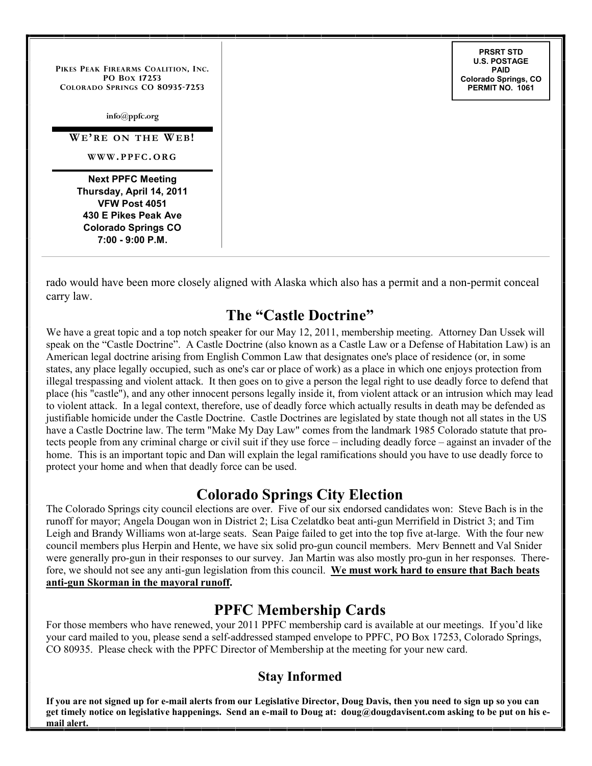PIKES PEAK FIREARMS COALITION, INC.
PO BOX 17253
COLORADO SPRINGS CO 80935-7253

info@ppfc.org

**WE'RE ON THE WEB!**

**WWW.PPFC.ORG**

**Next PPFC Meeting**
**Thursday, April 14, 2011**
**VFW Post 4051**
**430 E Pikes Peak Ave**
**Colorado Springs CO**
**7:00 - 9:00 P.M.**

PRSRT STD
U.S. POSTAGE
PAID
Colorado Springs, CO
PERMIT NO. 1061

rado would have been more closely aligned with Alaska which also has a permit and a non-permit conceal carry law.

## The "Castle Doctrine"

We have a great topic and a top notch speaker for our May 12, 2011, membership meeting. Attorney Dan Ussek will speak on the "Castle Doctrine". A Castle Doctrine (also known as a Castle Law or a Defense of Habitation Law) is an American legal doctrine arising from English Common Law that designates one's place of residence (or, in some states, any place legally occupied, such as one's car or place of work) as a place in which one enjoys protection from illegal trespassing and violent attack. It then goes on to give a person the legal right to use deadly force to defend that place (his "castle"), and any other innocent persons legally inside it, from violent attack or an intrusion which may lead to violent attack. In a legal context, therefore, use of deadly force which actually results in death may be defended as justifiable homicide under the Castle Doctrine. Castle Doctrines are legislated by state though not all states in the US have a Castle Doctrine law. The term "Make My Day Law" comes from the landmark 1985 Colorado statute that protects people from any criminal charge or civil suit if they use force – including deadly force – against an invader of the home. This is an important topic and Dan will explain the legal ramifications should you have to use deadly force to protect your home and when that deadly force can be used.

## Colorado Springs City Election

The Colorado Springs city council elections are over. Five of our six endorsed candidates won: Steve Bach is in the runoff for mayor; Angela Dougan won in District 2; Lisa Czelatdko beat anti-gun Merrifield in District 3; and Tim Leigh and Brandy Williams won at-large seats. Sean Paige failed to get into the top five at-large. With the four new council members plus Herpin and Hente, we have six solid pro-gun council members. Merv Bennett and Val Snider were generally pro-gun in their responses to our survey. Jan Martin was also mostly pro-gun in her responses. Therefore, we should not see any anti-gun legislation from this council. **We must work hard to ensure that Bach beats anti-gun Skorman in the mayoral runoff.**

## PPFC Membership Cards

For those members who have renewed, your 2011 PPFC membership card is available at our meetings. If you'd like your card mailed to you, please send a self-addressed stamped envelope to PPFC, PO Box 17253, Colorado Springs, CO 80935. Please check with the PPFC Director of Membership at the meeting for your new card.

### Stay Informed

**If you are not signed up for e-mail alerts from our Legislative Director, Doug Davis, then you need to sign up so you can get timely notice on legislative happenings. Send an e-mail to Doug at: doug@dougdavisent.com asking to be put on his e-mail alert.**